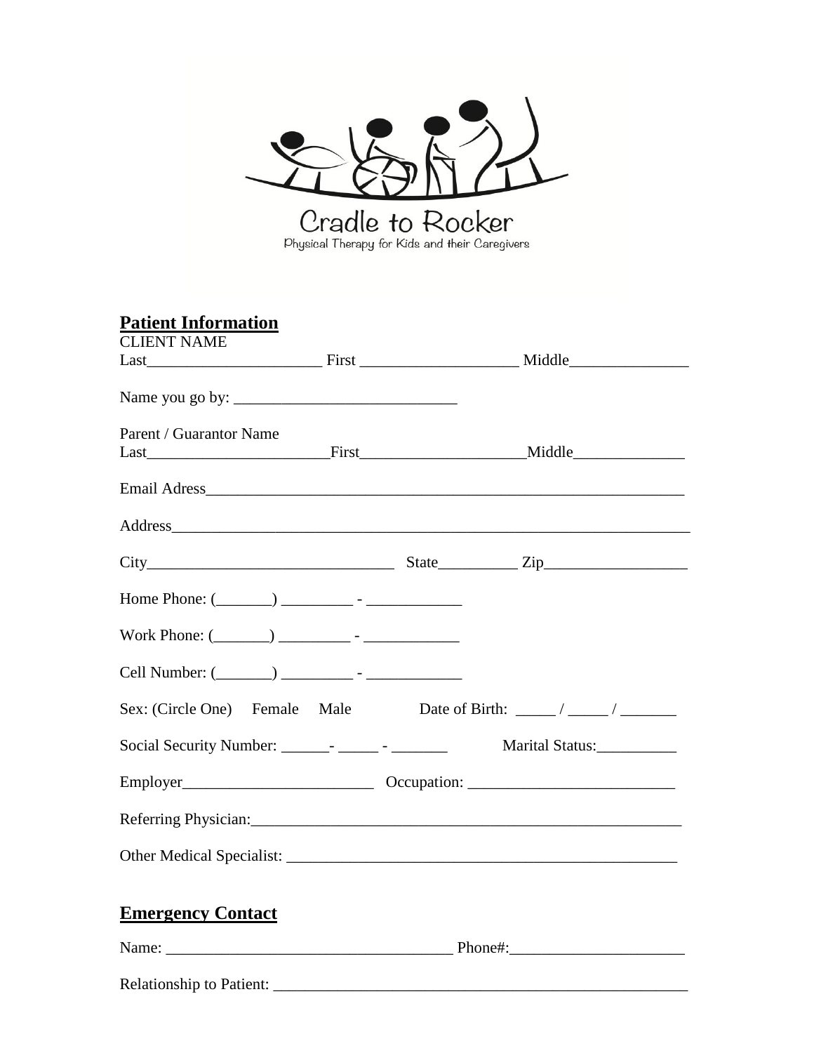Cradle to Rocker

Physical Therapy for Kids and their Caregivers

## **Patient Information**

CLIENT NAME

Last______________________ First ____________________ Middle_______________

Name you go by: ____________________________

Parent / Guarantor Name

Last_______________________First_____________________Middle______________

Email Adress_____________________________________________________________

Address_________________________________________________________________

City________________________________ State__________ Zip__________________

Home Phone: (_______) _________ - ____________

Work Phone: (_______) _________ - ____________

Cell Number: (_______) _________ - ____________

Sex: (Circle One) Female Male Date of Birth: _____ / _____ / _______

Social Security Number: ______- _____ - _______ Marital Status:__________

Employer________________________ Occupation: __________________________

Referring Physician:_________________________________________________________

Other Medical Specialist: ___________________________________________________

## **Emergency Contact**

Name: _____________________________________ Phone#:______________________

Relationship to Patient: ______________________________________________________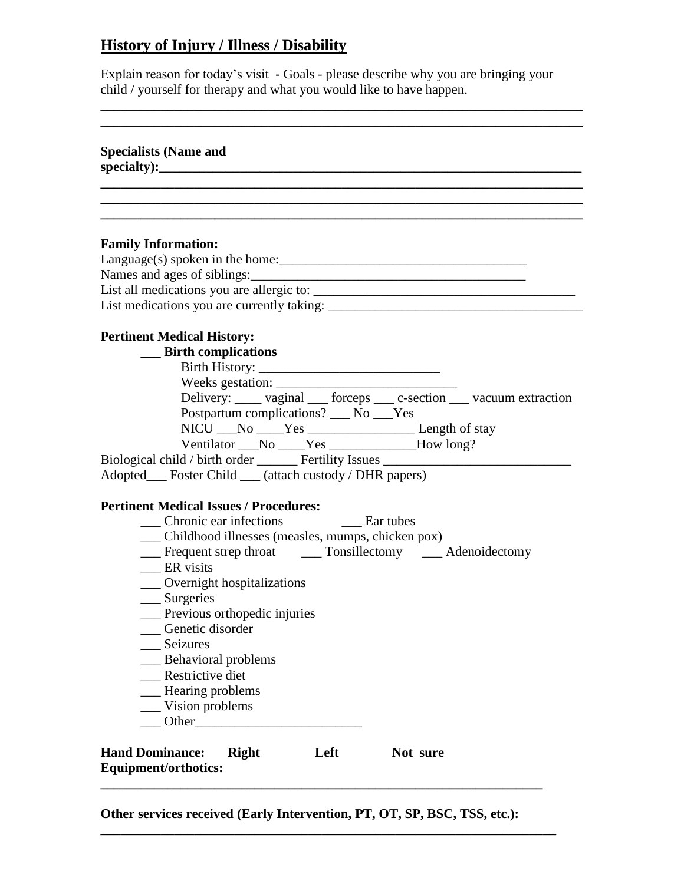## History of Injury / Illness / Disability

Explain reason for today's visit - Goals - please describe why you are bringing your child / yourself for therapy and what you would like to have happen.

_______________________________________________________________________________
_______________________________________________________________________________

**Specialists (Name and specialty):____________________________________________**
**_______________________________________________________________________________**
**_______________________________________________________________________________**
**_______________________________________________________________________________**

**Family Information:**

Language(s) spoken in the home:_______________________________________
Names and ages of siblings:__________________________________________
List all medications you are allergic to: _______________________________________
List medications you are currently taking: ______________________________________

**Pertinent Medical History:**

**___ Birth complications**

Birth History: ___________________________
Weeks gestation: ____________________________
Delivery: ____ vaginal ___ forceps ___ c-section ___ vacuum extraction
Postpartum complications? ___ No ___Yes
NICU ___No ____Yes ________________ Length of stay
Ventilator ___No ____Yes _____________How long?

Biological child / birth order ______ Fertility Issues ____________________________
Adopted___ Foster Child ___ (attach custody / DHR papers)

**Pertinent Medical Issues / Procedures:**

___ Chronic ear infections ___ Ear tubes
___ Childhood illnesses (measles, mumps, chicken pox)
___ Frequent strep throat ___ Tonsillectomy ___ Adenoidectomy
___ ER visits
___ Overnight hospitalizations
___ Surgeries
___ Previous orthopedic injuries
___ Genetic disorder
___ Seizures
___ Behavioral problems
___ Restrictive diet
___ Hearing problems
___ Vision problems
___ Other_________________________

**Hand Dominance: Right Left Not sure**

**Equipment/orthotics:**

**_______________________________________________________________________**

**Other services received (Early Intervention, PT, OT, SP, BSC, TSS, etc.):**

**_______________________________________________________________________**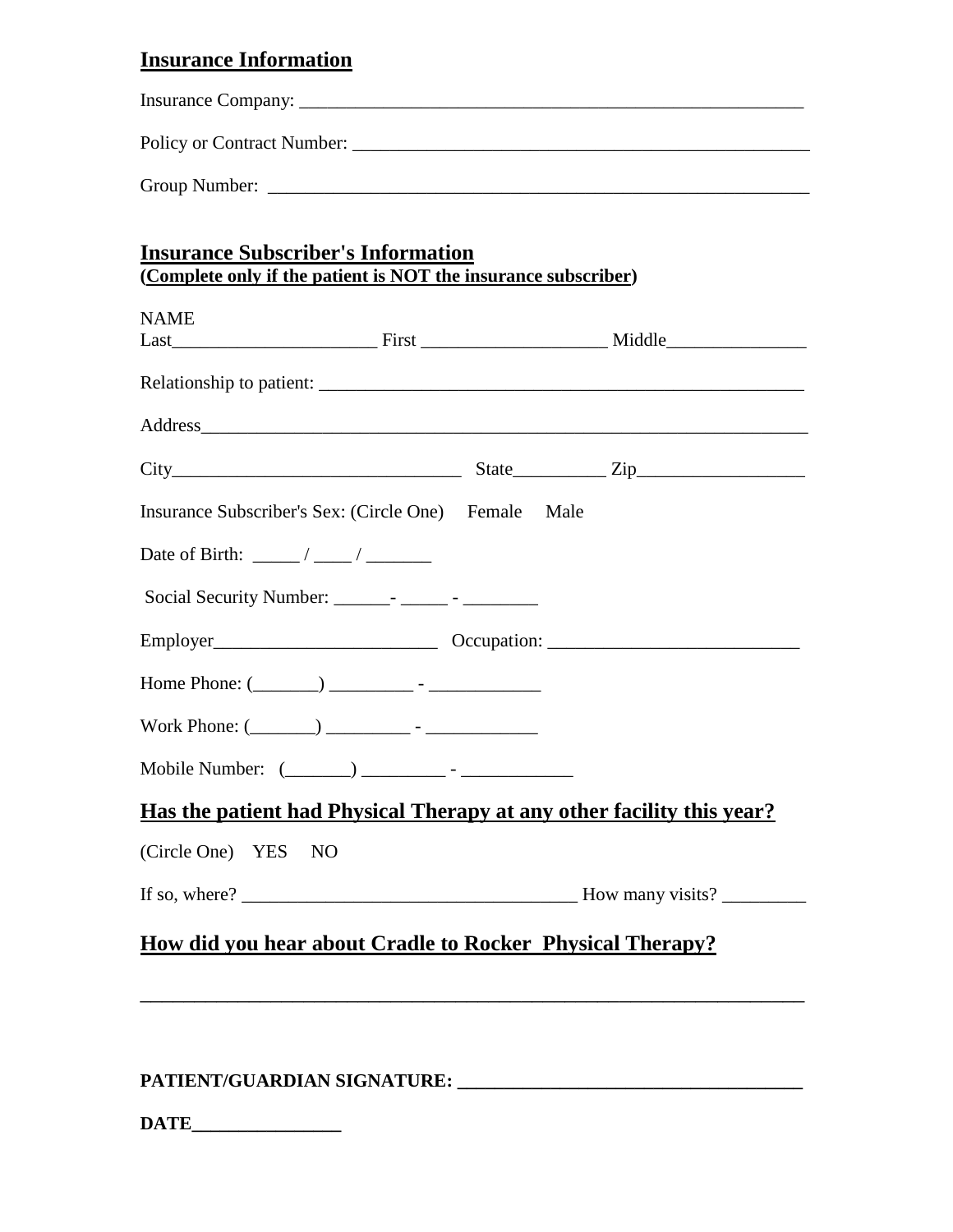## Insurance Information

Insurance Company: ______________________________________________________

Policy or Contract Number: _________________________________________________

Group Number: __________________________________________________________

## Insurance Subscriber's Information

**(Complete only if the patient is NOT the insurance subscriber)**

NAME

Last______________________ First ____________________ Middle_______________

Relationship to patient: _____________________________________________________

Address____________________________________________________________________

City_______________________________ State__________ Zip__________________

Insurance Subscriber's Sex: (Circle One) Female Male

Date of Birth: _____ / ____ / _______

Social Security Number: ______- _____ - ________

Employer________________________ Occupation: ___________________________

Home Phone: (_______) _________ - ____________

Work Phone: (_______) _________ - ____________

Mobile Number: (_______) _________ - ____________

## Has the patient had Physical Therapy at any other facility this year?

(Circle One) YES NO

If so, where? ____________________________________ How many visits? _________

## How did you hear about Cradle to Rocker Physical Therapy?

__________________________________________________________________________

**PATIENT/GUARDIAN SIGNATURE: _____________________________________**

**DATE________________**